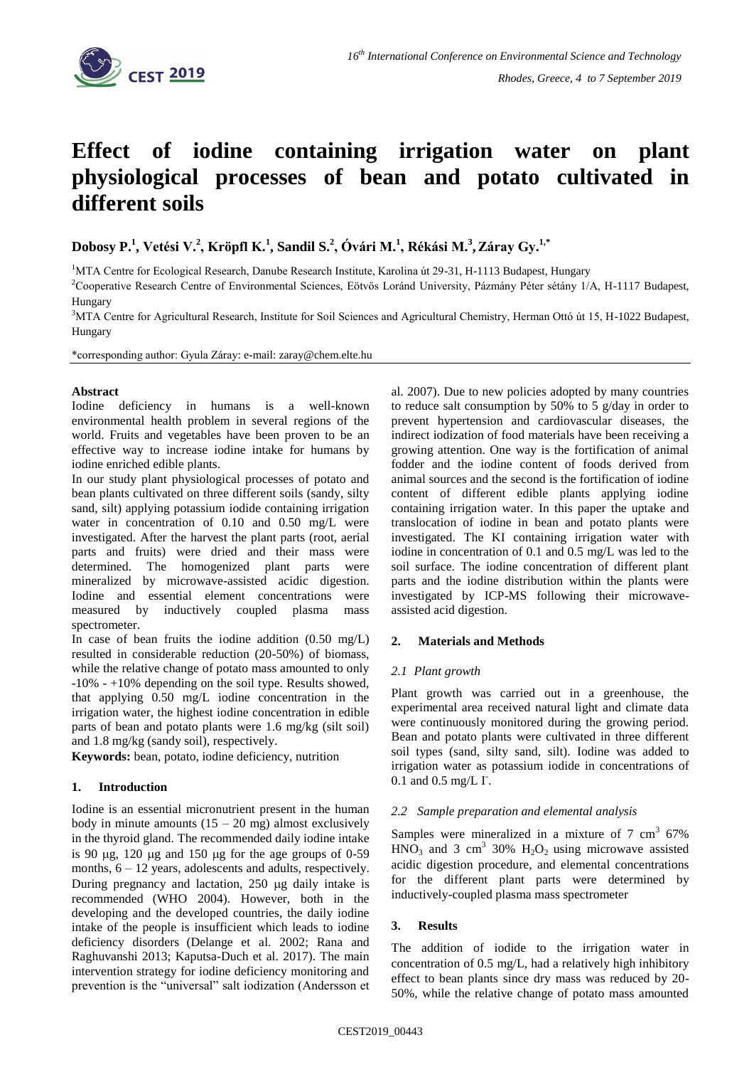# Effect of iodine containing irrigation water on plant physiological processes of bean and potato cultivated in different soils

**Dobosy P.[1], Vetési V.[2], Kröpfl K.[1], Sandil S.[2], Óvári M.[1], Rékási M.[3], Záray Gy.[1,*]**

[1]MTA Centre for Ecological Research, Danube Research Institute, Karolina út 29-31, H-1113 Budapest, Hungary

[2]Cooperative Research Centre of Environmental Sciences, Eötvös Loránd University, Pázmány Péter sétány 1/A, H-1117 Budapest, Hungary

[3]MTA Centre for Agricultural Research, Institute for Soil Sciences and Agricultural Chemistry, Herman Ottó út 15, H-1022 Budapest, Hungary

*corresponding author: Gyula Záray: e-mail: zaray@chem.elte.hu

**Abstract**

Iodine deficiency in humans is a well-known environmental health problem in several regions of the world. Fruits and vegetables have been proven to be an effective way to increase iodine intake for humans by iodine enriched edible plants.

In our study plant physiological processes of potato and bean plants cultivated on three different soils (sandy, silty sand, silt) applying potassium iodide containing irrigation water in concentration of 0.10 and 0.50 mg/L were investigated. After the harvest the plant parts (root, aerial parts and fruits) were dried and their mass were determined. The homogenized plant parts were mineralized by microwave-assisted acidic digestion. Iodine and essential element concentrations were measured by inductively coupled plasma mass spectrometer.

In case of bean fruits the iodine addition (0.50 mg/L) resulted in considerable reduction (20-50%) of biomass, while the relative change of potato mass amounted to only -10% - +10% depending on the soil type. Results showed, that applying 0.50 mg/L iodine concentration in the irrigation water, the highest iodine concentration in edible parts of bean and potato plants were 1.6 mg/kg (silt soil) and 1.8 mg/kg (sandy soil), respectively.

**Keywords:** bean, potato, iodine deficiency, nutrition

## 1. Introduction

Iodine is an essential micronutrient present in the human body in minute amounts (15 – 20 mg) almost exclusively in the thyroid gland. The recommended daily iodine intake is 90 μg, 120 μg and 150 μg for the age groups of 0-59 months, 6 – 12 years, adolescents and adults, respectively. During pregnancy and lactation, 250 μg daily intake is recommended (WHO 2004). However, both in the developing and the developed countries, the daily iodine intake of the people is insufficient which leads to iodine deficiency disorders (Delange et al. 2002; Rana and Raghuvanshi 2013; Kaputsa-Duch et al. 2017). The main intervention strategy for iodine deficiency monitoring and prevention is the "universal" salt iodization (Andersson et al. 2007). Due to new policies adopted by many countries to reduce salt consumption by 50% to 5 g/day in order to prevent hypertension and cardiovascular diseases, the indirect iodization of food materials have been receiving a growing attention. One way is the fortification of animal fodder and the iodine content of foods derived from animal sources and the second is the fortification of iodine content of different edible plants applying iodine containing irrigation water. In this paper the uptake and translocation of iodine in bean and potato plants were investigated. The KI containing irrigation water with iodine in concentration of 0.1 and 0.5 mg/L was led to the soil surface. The iodine concentration of different plant parts and the iodine distribution within the plants were investigated by ICP-MS following their microwave-assisted acid digestion.

## 2. Materials and Methods

### *2.1 Plant growth*

Plant growth was carried out in a greenhouse, the experimental area received natural light and climate data were continuously monitored during the growing period. Bean and potato plants were cultivated in three different soil types (sand, silty sand, silt). Iodine was added to irrigation water as potassium iodide in concentrations of 0.1 and 0.5 mg/L $I^-$.

### *2.2 Sample preparation and elemental analysis*

Samples were mineralized in a mixture of 7 $cm^3$ 67% $HNO_3$ and 3 $cm^3$ 30% $H_2O_2$ using microwave assisted acidic digestion procedure, and elemental concentrations for the different plant parts were determined by inductively-coupled plasma mass spectrometer

## 3. Results

The addition of iodide to the irrigation water in concentration of 0.5 mg/L, had a relatively high inhibitory effect to bean plants since dry mass was reduced by 20-50%, while the relative change of potato mass amounted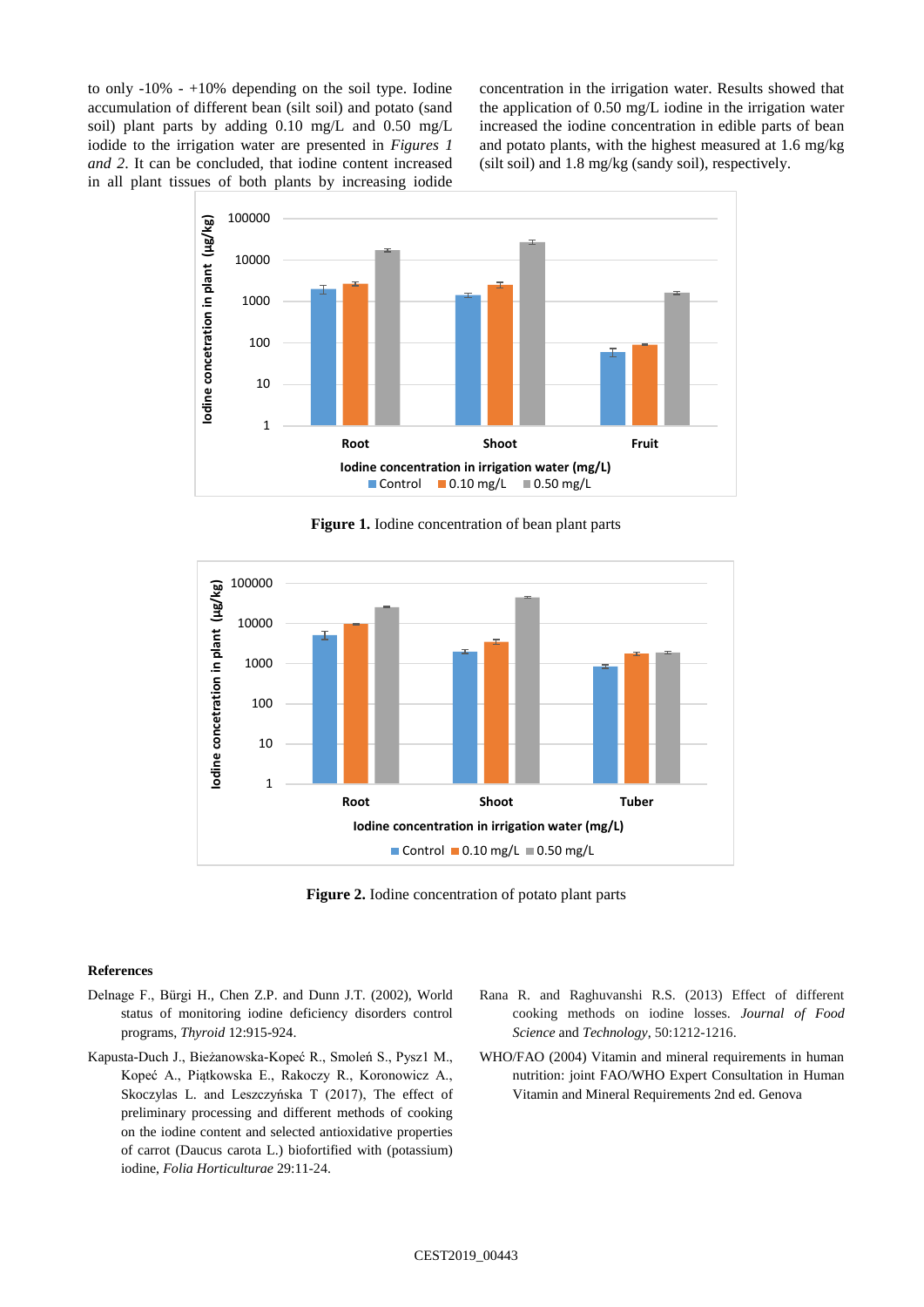to only -10% - +10% depending on the soil type. Iodine accumulation of different bean (silt soil) and potato (sand soil) plant parts by adding 0.10 mg/L and 0.50 mg/L iodide to the irrigation water are presented in *Figures 1 and 2*. It can be concluded, that iodine content increased in all plant tissues of both plants by increasing iodide concentration in the irrigation water. Results showed that the application of 0.50 mg/L iodine in the irrigation water increased the iodine concentration in edible parts of bean and potato plants, with the highest measured at 1.6 mg/kg (silt soil) and 1.8 mg/kg (sandy soil), respectively.

Iodine concetration in plant (µg/kg)
100000
10000
1000
100
10
1
Root
Shoot
Fruit
Iodine concentration in irrigation water (mg/L)
Control 0.10 mg/L 0.50 mg/L

**Figure 1.** Iodine concentration of bean plant parts

Iodine concetration in plant (µg/kg)
100000
10000
1000
100
10
1
Root
Shoot
Tuber
Iodine concentration in irrigation water (mg/L)
Control 0.10 mg/L 0.50 mg/L

**Figure 2.** Iodine concentration of potato plant parts

## References

Delnage F., Bürgi H., Chen Z.P. and Dunn J.T. (2002), World status of monitoring iodine deficiency disorders control programs, *Thyroid* 12:915-924.

Kapusta-Duch J., Bieżanowska-Kopeć R., Smoleń S., Pysz1 M., Kopeć A., Piątkowska E., Rakoczy R., Koronowicz A., Skoczylas L. and Leszczyńska T (2017), The effect of preliminary processing and different methods of cooking on the iodine content and selected antioxidative properties of carrot (Daucus carota L.) biofortified with (potassium) iodine, *Folia Horticulturae* 29:11-24.

Rana R. and Raghuvanshi R.S. (2013) Effect of different cooking methods on iodine losses. *Journal of Food Science* and *Technology*, 50:1212-1216.

WHO/FAO (2004) Vitamin and mineral requirements in human nutrition: joint FAO/WHO Expert Consultation in Human Vitamin and Mineral Requirements 2nd ed. Genova